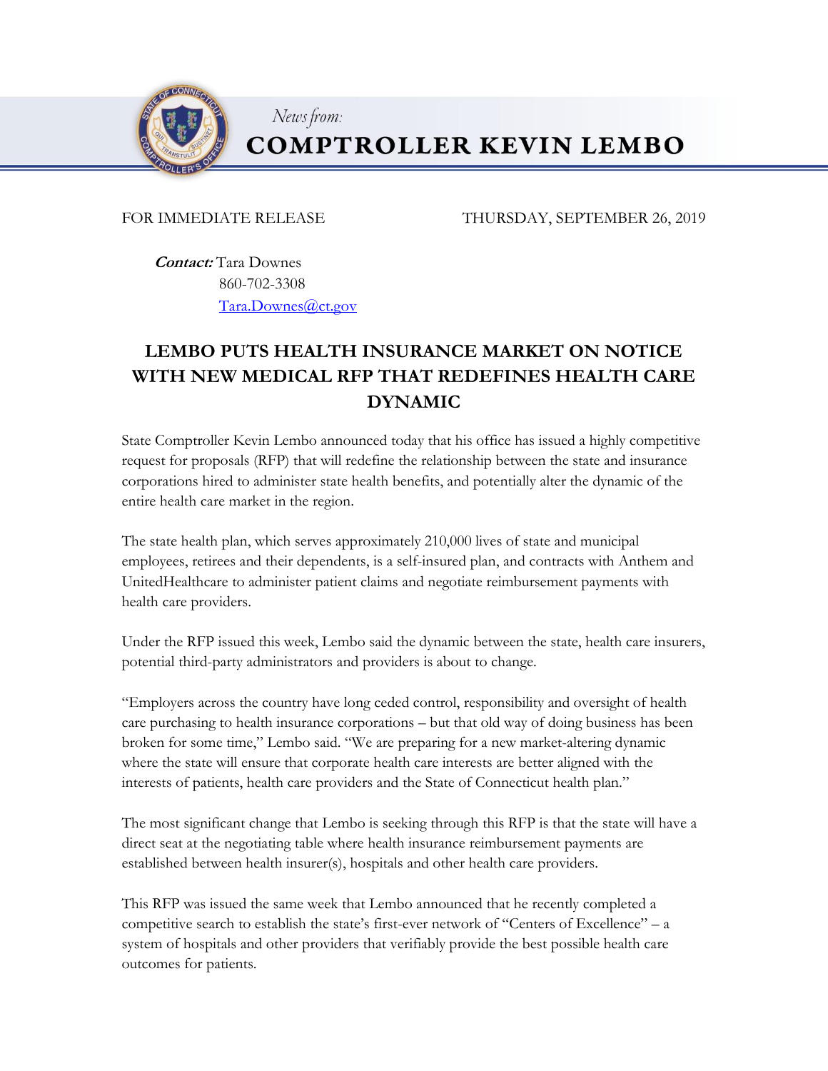*News from:*

**COMPTROLLER KEVIN LEMBO**

FOR IMMEDIATE RELEASE THURSDAY, SEPTEMBER 26, 2019

***Contact:*** Tara Downes
860-702-3308
Tara.Downes@ct.gov

# LEMBO PUTS HEALTH INSURANCE MARKET ON NOTICE WITH NEW MEDICAL RFP THAT REDEFINES HEALTH CARE DYNAMIC

State Comptroller Kevin Lembo announced today that his office has issued a highly competitive request for proposals (RFP) that will redefine the relationship between the state and insurance corporations hired to administer state health benefits, and potentially alter the dynamic of the entire health care market in the region.

The state health plan, which serves approximately 210,000 lives of state and municipal employees, retirees and their dependents, is a self-insured plan, and contracts with Anthem and UnitedHealthcare to administer patient claims and negotiate reimbursement payments with health care providers.

Under the RFP issued this week, Lembo said the dynamic between the state, health care insurers, potential third-party administrators and providers is about to change.

"Employers across the country have long ceded control, responsibility and oversight of health care purchasing to health insurance corporations – but that old way of doing business has been broken for some time," Lembo said. "We are preparing for a new market-altering dynamic where the state will ensure that corporate health care interests are better aligned with the interests of patients, health care providers and the State of Connecticut health plan."

The most significant change that Lembo is seeking through this RFP is that the state will have a direct seat at the negotiating table where health insurance reimbursement payments are established between health insurer(s), hospitals and other health care providers.

This RFP was issued the same week that Lembo announced that he recently completed a competitive search to establish the state's first-ever network of "Centers of Excellence" – a system of hospitals and other providers that verifiably provide the best possible health care outcomes for patients.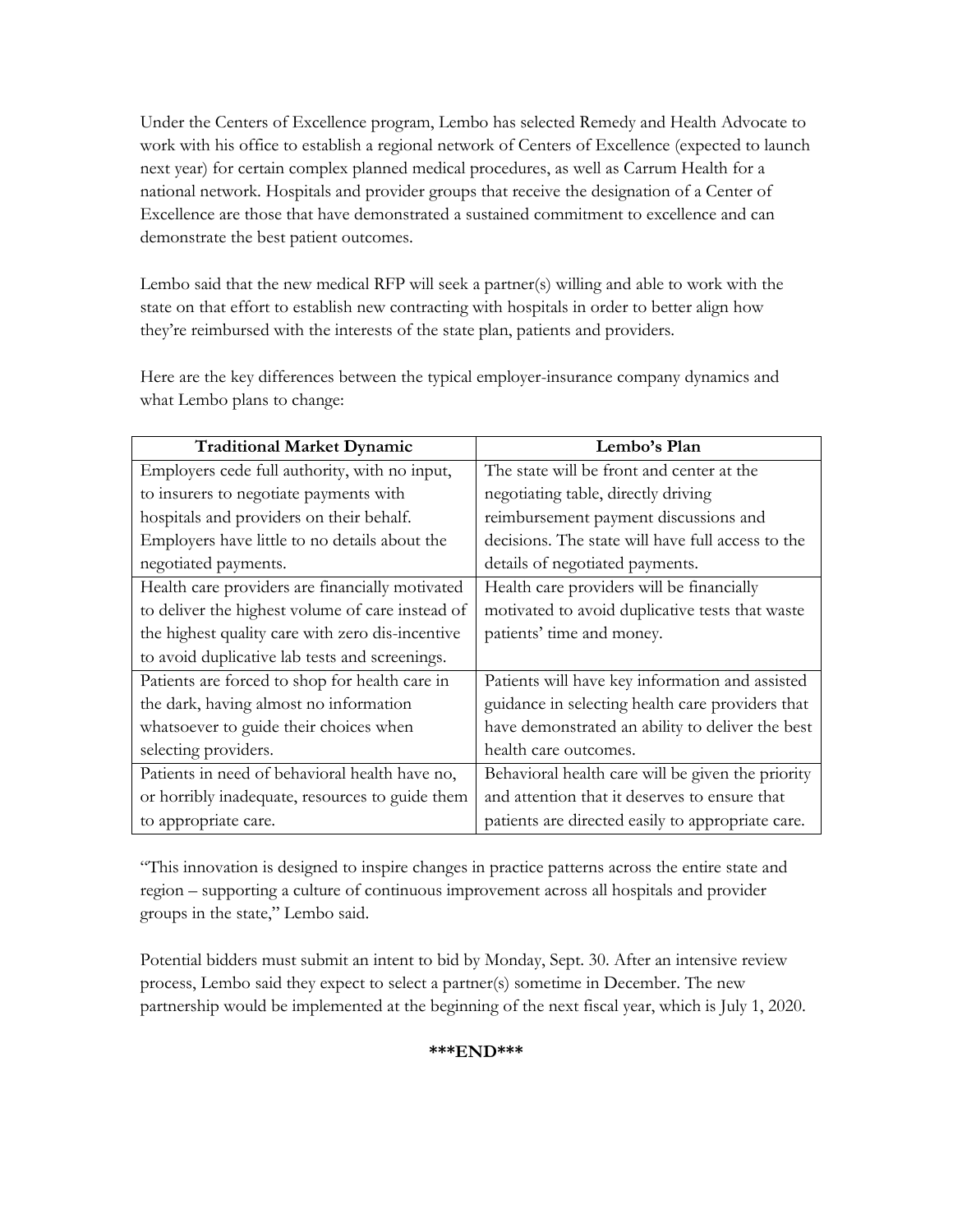Under the Centers of Excellence program, Lembo has selected Remedy and Health Advocate to work with his office to establish a regional network of Centers of Excellence (expected to launch next year) for certain complex planned medical procedures, as well as Carrum Health for a national network. Hospitals and provider groups that receive the designation of a Center of Excellence are those that have demonstrated a sustained commitment to excellence and can demonstrate the best patient outcomes.

Lembo said that the new medical RFP will seek a partner(s) willing and able to work with the state on that effort to establish new contracting with hospitals in order to better align how they're reimbursed with the interests of the state plan, patients and providers.

Here are the key differences between the typical employer-insurance company dynamics and what Lembo plans to change:

| Traditional Market Dynamic | Lembo's Plan |
| --- | --- |
| Employers cede full authority, with no input, to insurers to negotiate payments with hospitals and providers on their behalf. Employers have little to no details about the negotiated payments. | The state will be front and center at the negotiating table, directly driving reimbursement payment discussions and decisions. The state will have full access to the details of negotiated payments. |
| Health care providers are financially motivated to deliver the highest volume of care instead of the highest quality care with zero dis-incentive to avoid duplicative lab tests and screenings. | Health care providers will be financially motivated to avoid duplicative tests that waste patients' time and money. |
| Patients are forced to shop for health care in the dark, having almost no information whatsoever to guide their choices when selecting providers. | Patients will have key information and assisted guidance in selecting health care providers that have demonstrated an ability to deliver the best health care outcomes. |
| Patients in need of behavioral health have no, or horribly inadequate, resources to guide them to appropriate care. | Behavioral health care will be given the priority and attention that it deserves to ensure that patients are directed easily to appropriate care. |

"This innovation is designed to inspire changes in practice patterns across the entire state and region – supporting a culture of continuous improvement across all hospitals and provider groups in the state," Lembo said.

Potential bidders must submit an intent to bid by Monday, Sept. 30. After an intensive review process, Lembo said they expect to select a partner(s) sometime in December. The new partnership would be implemented at the beginning of the next fiscal year, which is July 1, 2020.

**\*\*\*END\*\*\***